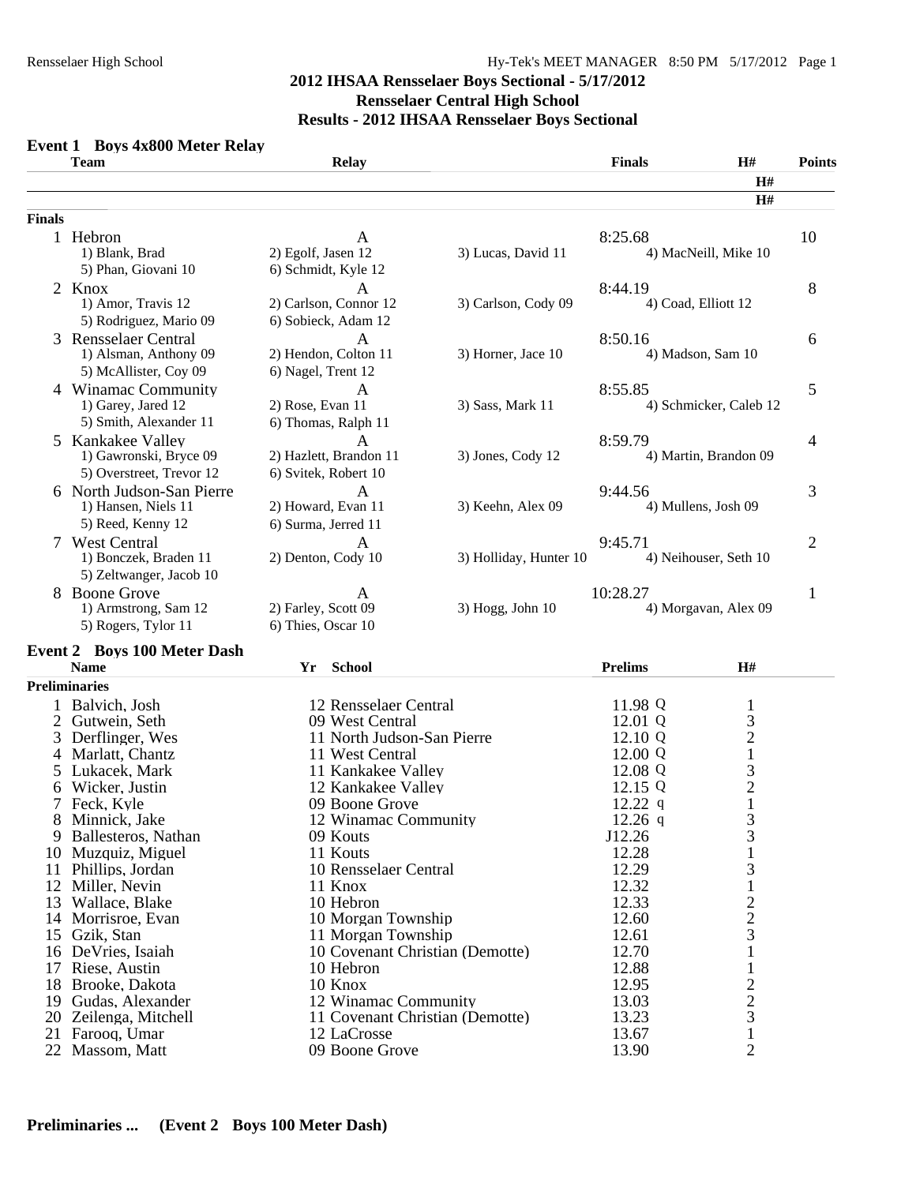# 2012 IHSAA Rensselaer Boys Sectional - 5/17/2012

## Rensselaer Central High School

## Results - 2012 IHSAA Rensselaer Boys Sectional

### Event 1 Boys 4x800 Meter Relay

**Finals**

| Place | Team | Relay | Finals | Points |
|---|---|---|---|---|
| 1 | Hebron | A | 8:25.68 | 10 |
| | 1) Blank, Brad; 2) Egolf, Jasen 12; 3) Lucas, David 11; 4) MacNeill, Mike 10; 5) Phan, Giovani 10; 6) Schmidt, Kyle 12 | | | |
| 2 | Knox | A | 8:44.19 | 8 |
| | 1) Amor, Travis 12; 2) Carlson, Connor 12; 3) Carlson, Cody 09; 4) Coad, Elliott 12; 5) Rodriguez, Mario 09; 6) Sobieck, Adam 12 | | | |
| 3 | Rensselaer Central | A | 8:50.16 | 6 |
| | 1) Alsman, Anthony 09; 2) Hendon, Colton 11; 3) Horner, Jace 10; 4) Madson, Sam 10; 5) McAllister, Coy 09; 6) Nagel, Trent 12 | | | |
| 4 | Winamac Community | A | 8:55.85 | 5 |
| | 1) Garey, Jared 12; 2) Rose, Evan 11; 3) Sass, Mark 11; 4) Schmicker, Caleb 12; 5) Smith, Alexander 11; 6) Thomas, Ralph 11 | | | |
| 5 | Kankakee Valley | A | 8:59.79 | 4 |
| | 1) Gawronski, Bryce 09; 2) Hazlett, Brandon 11; 3) Jones, Cody 12; 4) Martin, Brandon 09; 5) Overstreet, Trevor 12; 6) Svitek, Robert 10 | | | |
| 6 | North Judson-San Pierre | A | 9:44.56 | 3 |
| | 1) Hansen, Niels 11; 2) Howard, Evan 11; 3) Keehn, Alex 09; 4) Mullens, Josh 09; 5) Reed, Kenny 12; 6) Surma, Jerred 11 | | | |
| 7 | West Central | A | 9:45.71 | 2 |
| | 1) Bonczek, Braden 11; 2) Denton, Cody 10; 3) Holliday, Hunter 10; 4) Neihouser, Seth 10; 5) Zeltwanger, Jacob 10 | | | |
| 8 | Boone Grove | A | 10:28.27 | 1 |
| | 1) Armstrong, Sam 12; 2) Farley, Scott 09; 3) Hogg, John 10; 4) Morgavan, Alex 09; 5) Rogers, Tylor 11; 6) Thies, Oscar 10 | | | |

### Event 2 Boys 100 Meter Dash

**Preliminaries**

| Place | Name | Yr | School | Prelims | H# |
|---|---|---|---|---|---|
| 1 | Balvich, Josh | 12 | Rensselaer Central | 11.98 Q | 1 |
| 2 | Gutwein, Seth | 09 | West Central | 12.01 Q | 3 |
| 3 | Derflinger, Wes | 11 | North Judson-San Pierre | 12.10 Q | 2 |
| 4 | Marlatt, Chantz | 11 | West Central | 12.00 Q | 1 |
| 5 | Lukacek, Mark | 11 | Kankakee Valley | 12.08 Q | 3 |
| 6 | Wicker, Justin | 12 | Kankakee Valley | 12.15 Q | 2 |
| 7 | Feck, Kyle | 09 | Boone Grove | 12.22 q | 1 |
| 8 | Minnick, Jake | 12 | Winamac Community | 12.26 q | 3 |
| 9 | Ballesteros, Nathan | 09 | Kouts | J12.26 | 3 |
| 10 | Muzquiz, Miguel | 11 | Kouts | 12.28 | 1 |
| 11 | Phillips, Jordan | 10 | Rensselaer Central | 12.29 | 3 |
| 12 | Miller, Nevin | 11 | Knox | 12.32 | 1 |
| 13 | Wallace, Blake | 10 | Hebron | 12.33 | 2 |
| 14 | Morrisroe, Evan | 10 | Morgan Township | 12.60 | 2 |
| 15 | Gzik, Stan | 11 | Morgan Township | 12.61 | 3 |
| 16 | DeVries, Isaiah | 10 | Covenant Christian (Demotte) | 12.70 | 1 |
| 17 | Riese, Austin | 10 | Hebron | 12.88 | 1 |
| 18 | Brooke, Dakota | 10 | Knox | 12.95 | 2 |
| 19 | Gudas, Alexander | 12 | Winamac Community | 13.03 | 2 |
| 20 | Zeilenga, Mitchell | 11 | Covenant Christian (Demotte) | 13.23 | 3 |
| 21 | Farooq, Umar | 12 | LaCrosse | 13.67 | 1 |
| 22 | Massom, Matt | 09 | Boone Grove | 13.90 | 2 |

**Preliminaries ... (Event 2 Boys 100 Meter Dash)**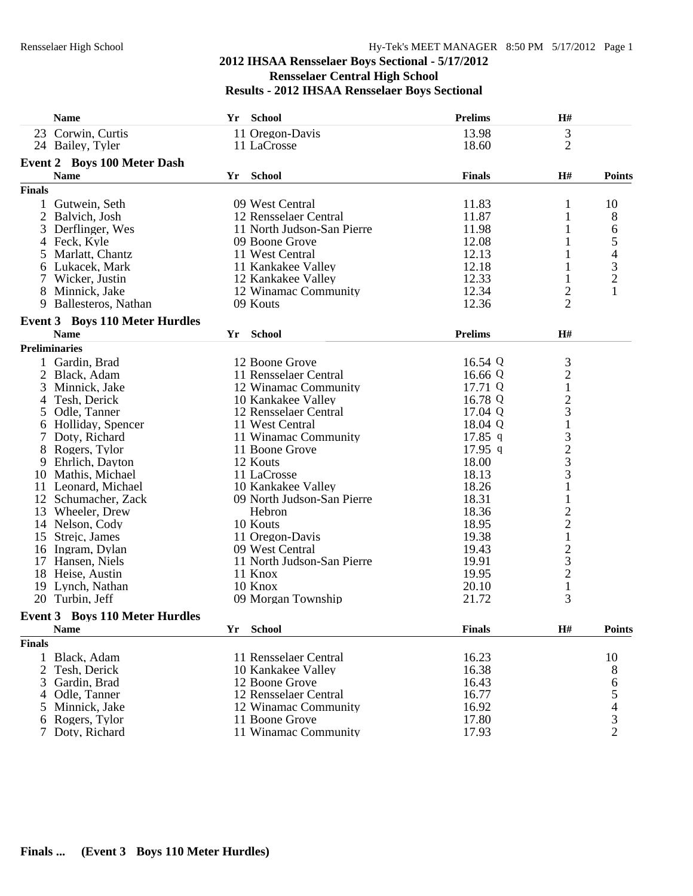## 2012 IHSAA Rensselaer Boys Sectional - 5/17/2012
## Rensselaer Central High School
## Results - 2012 IHSAA Rensselaer Boys Sectional

| | Name | Yr | School | Prelims | H# |
|---|---|---|---|---|---|
| 23 | Corwin, Curtis | 11 | Oregon-Davis | 13.98 | 3 |
| 24 | Bailey, Tyler | 11 | LaCrosse | 18.60 | 2 |

### Event 2 Boys 100 Meter Dash

**Finals**

| | Name | Yr | School | Finals | H# | Points |
|---|---|---|---|---|---|---|
| 1 | Gutwein, Seth | 09 | West Central | 11.83 | 1 | 10 |
| 2 | Balvich, Josh | 12 | Rensselaer Central | 11.87 | 1 | 8 |
| 3 | Derflinger, Wes | 11 | North Judson-San Pierre | 11.98 | 1 | 6 |
| 4 | Feck, Kyle | 09 | Boone Grove | 12.08 | 1 | 5 |
| 5 | Marlatt, Chantz | 11 | West Central | 12.13 | 1 | 4 |
| 6 | Lukacek, Mark | 11 | Kankakee Valley | 12.18 | 1 | 3 |
| 7 | Wicker, Justin | 12 | Kankakee Valley | 12.33 | 1 | 2 |
| 8 | Minnick, Jake | 12 | Winamac Community | 12.34 | 2 | 1 |
| 9 | Ballesteros, Nathan | 09 | Kouts | 12.36 | 2 | |

### Event 3 Boys 110 Meter Hurdles

**Preliminaries**

| | Name | Yr | School | Prelims | H# |
|---|---|---|---|---|---|
| 1 | Gardin, Brad | 12 | Boone Grove | 16.54 Q | 3 |
| 2 | Black, Adam | 11 | Rensselaer Central | 16.66 Q | 2 |
| 3 | Minnick, Jake | 12 | Winamac Community | 17.71 Q | 1 |
| 4 | Tesh, Derick | 10 | Kankakee Valley | 16.78 Q | 2 |
| 5 | Odle, Tanner | 12 | Rensselaer Central | 17.04 Q | 3 |
| 6 | Holliday, Spencer | 11 | West Central | 18.04 Q | 1 |
| 7 | Doty, Richard | 11 | Winamac Community | 17.85 q | 3 |
| 8 | Rogers, Tylor | 11 | Boone Grove | 17.95 q | 2 |
| 9 | Ehrlich, Dayton | 12 | Kouts | 18.00 | 3 |
| 10 | Mathis, Michael | 11 | LaCrosse | 18.13 | 3 |
| 11 | Leonard, Michael | 10 | Kankakee Valley | 18.26 | 1 |
| 12 | Schumacher, Zack | 09 | North Judson-San Pierre | 18.31 | 1 |
| 13 | Wheeler, Drew | | Hebron | 18.36 | 2 |
| 14 | Nelson, Cody | 10 | Kouts | 18.95 | 2 |
| 15 | Strejc, James | 11 | Oregon-Davis | 19.38 | 1 |
| 16 | Ingram, Dylan | 09 | West Central | 19.43 | 2 |
| 17 | Hansen, Niels | 11 | North Judson-San Pierre | 19.91 | 3 |
| 18 | Heise, Austin | 11 | Knox | 19.95 | 2 |
| 19 | Lynch, Nathan | 10 | Knox | 20.10 | 1 |
| 20 | Turbin, Jeff | 09 | Morgan Township | 21.72 | 3 |

### Event 3 Boys 110 Meter Hurdles

**Finals**

| | Name | Yr | School | Finals | H# | Points |
|---|---|---|---|---|---|---|
| 1 | Black, Adam | 11 | Rensselaer Central | 16.23 | | 10 |
| 2 | Tesh, Derick | 10 | Kankakee Valley | 16.38 | | 8 |
| 3 | Gardin, Brad | 12 | Boone Grove | 16.43 | | 6 |
| 4 | Odle, Tanner | 12 | Rensselaer Central | 16.77 | | 5 |
| 5 | Minnick, Jake | 12 | Winamac Community | 16.92 | | 4 |
| 6 | Rogers, Tylor | 11 | Boone Grove | 17.80 | | 3 |
| 7 | Doty, Richard | 11 | Winamac Community | 17.93 | | 2 |

**Finals ... (Event 3 Boys 110 Meter Hurdles)**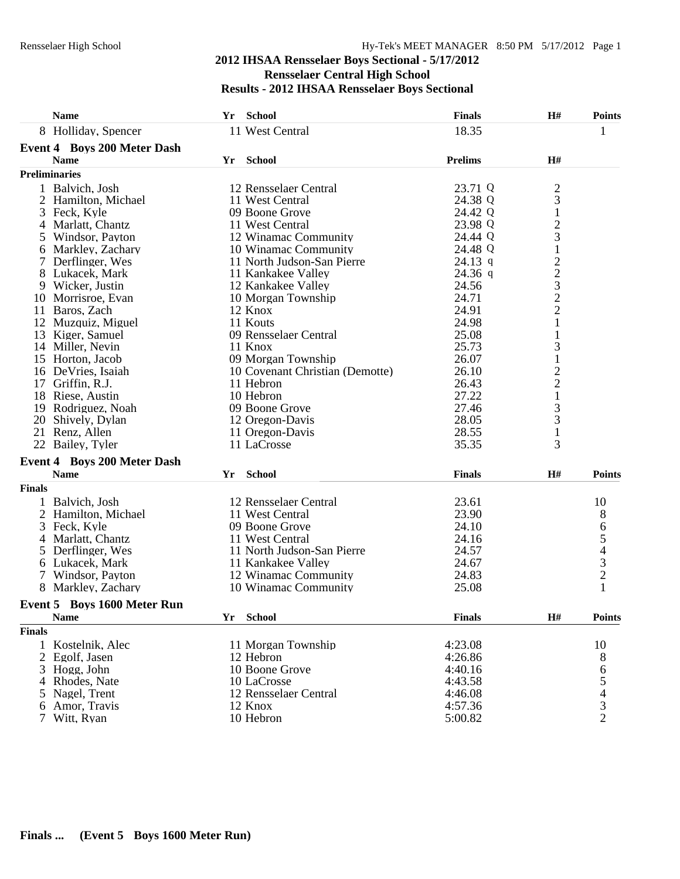## 2012 IHSAA Rensselaer Boys Sectional - 5/17/2012
## Rensselaer Central High School
## Results - 2012 IHSAA Rensselaer Boys Sectional

| | Name | Yr | School | Finals | H# | Points |
|---|---|---|---|---|---|---|
| 8 | Holliday, Spencer | 11 | West Central | 18.35 | | 1 |

### Event 4 Boys 200 Meter Dash

**Preliminaries**

| | Name | Yr | School | Prelims | | H# |
|---|---|---|---|---|---|---|
| 1 | Balvich, Josh | 12 | Rensselaer Central | 23.71 | Q | 2 |
| 2 | Hamilton, Michael | 11 | West Central | 24.38 | Q | 3 |
| 3 | Feck, Kyle | 09 | Boone Grove | 24.42 | Q | 1 |
| 4 | Marlatt, Chantz | 11 | West Central | 23.98 | Q | 2 |
| 5 | Windsor, Payton | 12 | Winamac Community | 24.44 | Q | 3 |
| 6 | Markley, Zachary | 10 | Winamac Community | 24.48 | Q | 1 |
| 7 | Derflinger, Wes | 11 | North Judson-San Pierre | 24.13 | q | 2 |
| 8 | Lukacek, Mark | 11 | Kankakee Valley | 24.36 | q | 2 |
| 9 | Wicker, Justin | 12 | Kankakee Valley | 24.56 | | 3 |
| 10 | Morrisroe, Evan | 10 | Morgan Township | 24.71 | | 2 |
| 11 | Baros, Zach | 12 | Knox | 24.91 | | 2 |
| 12 | Muzquiz, Miguel | 11 | Kouts | 24.98 | | 1 |
| 13 | Kiger, Samuel | 09 | Rensselaer Central | 25.08 | | 1 |
| 14 | Miller, Nevin | 11 | Knox | 25.73 | | 3 |
| 15 | Horton, Jacob | 09 | Morgan Township | 26.07 | | 1 |
| 16 | DeVries, Isaiah | 10 | Covenant Christian (Demotte) | 26.10 | | 2 |
| 17 | Griffin, R.J. | 11 | Hebron | 26.43 | | 2 |
| 18 | Riese, Austin | 10 | Hebron | 27.22 | | 1 |
| 19 | Rodriguez, Noah | 09 | Boone Grove | 27.46 | | 3 |
| 20 | Shively, Dylan | 12 | Oregon-Davis | 28.05 | | 3 |
| 21 | Renz, Allen | 11 | Oregon-Davis | 28.55 | | 1 |
| 22 | Bailey, Tyler | 11 | LaCrosse | 35.35 | | 3 |

### Event 4 Boys 200 Meter Dash

**Finals**

| | Name | Yr | School | Finals | H# | Points |
|---|---|---|---|---|---|---|
| 1 | Balvich, Josh | 12 | Rensselaer Central | 23.61 | | 10 |
| 2 | Hamilton, Michael | 11 | West Central | 23.90 | | 8 |
| 3 | Feck, Kyle | 09 | Boone Grove | 24.10 | | 6 |
| 4 | Marlatt, Chantz | 11 | West Central | 24.16 | | 5 |
| 5 | Derflinger, Wes | 11 | North Judson-San Pierre | 24.57 | | 4 |
| 6 | Lukacek, Mark | 11 | Kankakee Valley | 24.67 | | 3 |
| 7 | Windsor, Payton | 12 | Winamac Community | 24.83 | | 2 |
| 8 | Markley, Zachary | 10 | Winamac Community | 25.08 | | 1 |

### Event 5 Boys 1600 Meter Run

**Finals**

| | Name | Yr | School | Finals | H# | Points |
|---|---|---|---|---|---|---|
| 1 | Kostelnik, Alec | 11 | Morgan Township | 4:23.08 | | 10 |
| 2 | Egolf, Jasen | 12 | Hebron | 4:26.86 | | 8 |
| 3 | Hogg, John | 10 | Boone Grove | 4:40.16 | | 6 |
| 4 | Rhodes, Nate | 10 | LaCrosse | 4:43.58 | | 5 |
| 5 | Nagel, Trent | 12 | Rensselaer Central | 4:46.08 | | 4 |
| 6 | Amor, Travis | 12 | Knox | 4:57.36 | | 3 |
| 7 | Witt, Ryan | 10 | Hebron | 5:00.82 | | 2 |

**Finals ... (Event 5 Boys 1600 Meter Run)**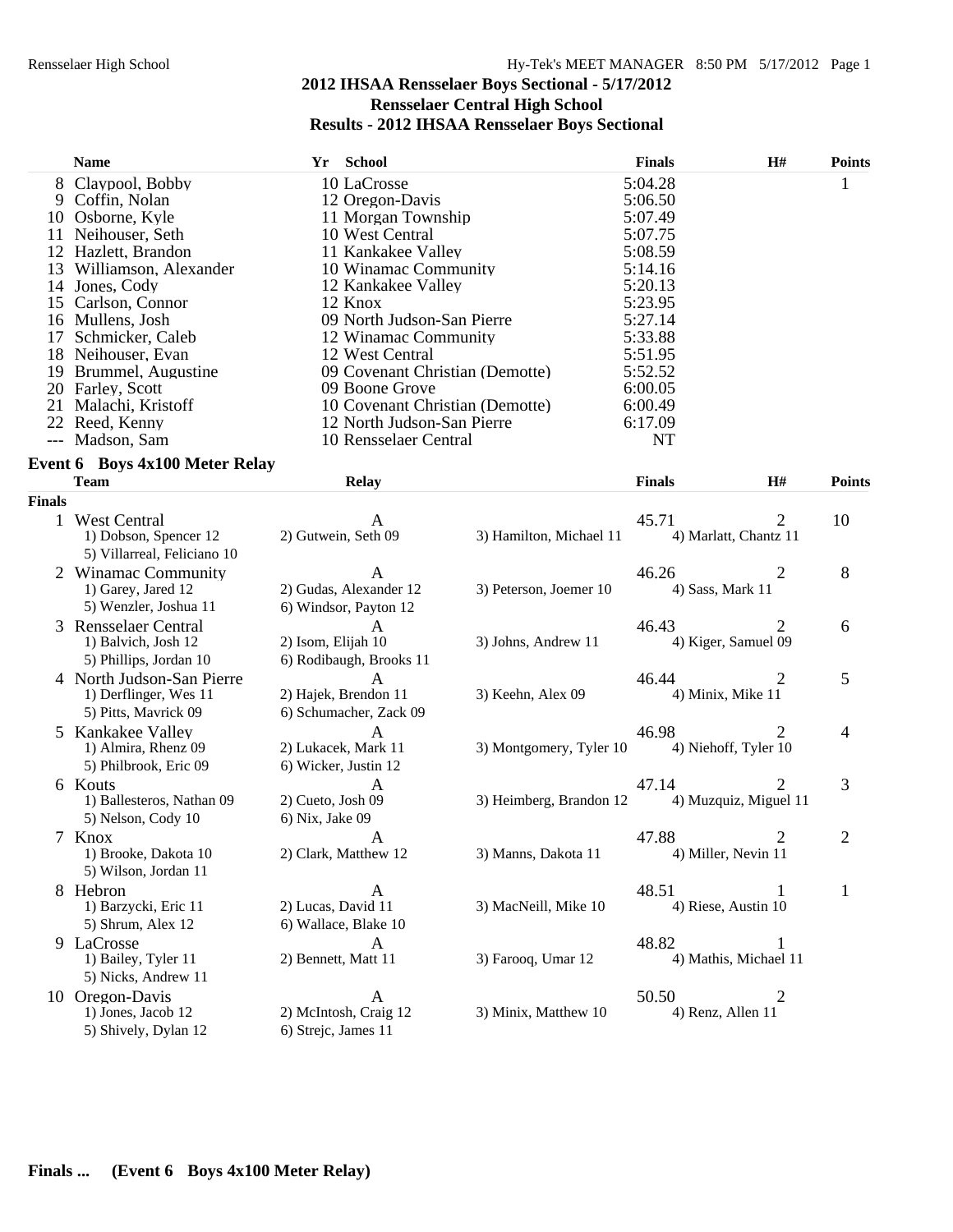# 2012 IHSAA Rensselaer Boys Sectional - 5/17/2012

## Rensselaer Central High School

## Results - 2012 IHSAA Rensselaer Boys Sectional

| | Name | Yr | School | Finals | H# | Points |
|---|---|---|---|---|---|---|
| 8 | Claypool, Bobby | 10 | LaCrosse | 5:04.28 | | 1 |
| 9 | Coffin, Nolan | 12 | Oregon-Davis | 5:06.50 | | |
| 10 | Osborne, Kyle | 11 | Morgan Township | 5:07.49 | | |
| 11 | Neihouser, Seth | 10 | West Central | 5:07.75 | | |
| 12 | Hazlett, Brandon | 11 | Kankakee Valley | 5:08.59 | | |
| 13 | Williamson, Alexander | 10 | Winamac Community | 5:14.16 | | |
| 14 | Jones, Cody | 12 | Kankakee Valley | 5:20.13 | | |
| 15 | Carlson, Connor | 12 | Knox | 5:23.95 | | |
| 16 | Mullens, Josh | 09 | North Judson-San Pierre | 5:27.14 | | |
| 17 | Schmicker, Caleb | 12 | Winamac Community | 5:33.88 | | |
| 18 | Neihouser, Evan | 12 | West Central | 5:51.95 | | |
| 19 | Brummel, Augustine | 09 | Covenant Christian (Demotte) | 5:52.52 | | |
| 20 | Farley, Scott | 09 | Boone Grove | 6:00.05 | | |
| 21 | Malachi, Kristoff | 10 | Covenant Christian (Demotte) | 6:00.49 | | |
| 22 | Reed, Kenny | 12 | North Judson-San Pierre | 6:17.09 | | |
| --- | Madson, Sam | 10 | Rensselaer Central | NT | | |

### Event 6 Boys 4x100 Meter Relay

| | Team | Relay | | Finals | H# | Points |
|---|---|---|---|---|---|---|
| **Finals** | | | | | | |
| 1 | West Central | A | | 45.71 | 2 | 10 |
| | 1) Dobson, Spencer 12 | 2) Gutwein, Seth 09 | 3) Hamilton, Michael 11 | 4) Marlatt, Chantz 11 | | |
| | 5) Villarreal, Feliciano 10 | | | | | |
| 2 | Winamac Community | A | | 46.26 | 2 | 8 |
| | 1) Garey, Jared 12 | 2) Gudas, Alexander 12 | 3) Peterson, Joemer 10 | 4) Sass, Mark 11 | | |
| | 5) Wenzler, Joshua 11 | 6) Windsor, Payton 12 | | | | |
| 3 | Rensselaer Central | A | | 46.43 | 2 | 6 |
| | 1) Balvich, Josh 12 | 2) Isom, Elijah 10 | 3) Johns, Andrew 11 | 4) Kiger, Samuel 09 | | |
| | 5) Phillips, Jordan 10 | 6) Rodibaugh, Brooks 11 | | | | |
| 4 | North Judson-San Pierre | A | | 46.44 | 2 | 5 |
| | 1) Derflinger, Wes 11 | 2) Hajek, Brendon 11 | 3) Keehn, Alex 09 | 4) Minix, Mike 11 | | |
| | 5) Pitts, Mavrick 09 | 6) Schumacher, Zack 09 | | | | |
| 5 | Kankakee Valley | A | | 46.98 | 2 | 4 |
| | 1) Almira, Rhenz 09 | 2) Lukacek, Mark 11 | 3) Montgomery, Tyler 10 | 4) Niehoff, Tyler 10 | | |
| | 5) Philbrook, Eric 09 | 6) Wicker, Justin 12 | | | | |
| 6 | Kouts | A | | 47.14 | 2 | 3 |
| | 1) Ballesteros, Nathan 09 | 2) Cueto, Josh 09 | 3) Heimberg, Brandon 12 | 4) Muzquiz, Miguel 11 | | |
| | 5) Nelson, Cody 10 | 6) Nix, Jake 09 | | | | |
| 7 | Knox | A | | 47.88 | 2 | 2 |
| | 1) Brooke, Dakota 10 | 2) Clark, Matthew 12 | 3) Manns, Dakota 11 | 4) Miller, Nevin 11 | | |
| | 5) Wilson, Jordan 11 | | | | | |
| 8 | Hebron | A | | 48.51 | 1 | 1 |
| | 1) Barzycki, Eric 11 | 2) Lucas, David 11 | 3) MacNeill, Mike 10 | 4) Riese, Austin 10 | | |
| | 5) Shrum, Alex 12 | 6) Wallace, Blake 10 | | | | |
| 9 | LaCrosse | A | | 48.82 | 1 | |
| | 1) Bailey, Tyler 11 | 2) Bennett, Matt 11 | 3) Farooq, Umar 12 | 4) Mathis, Michael 11 | | |
| | 5) Nicks, Andrew 11 | | | | | |
| 10 | Oregon-Davis | A | | 50.50 | 2 | |
| | 1) Jones, Jacob 12 | 2) McIntosh, Craig 12 | 3) Minix, Matthew 10 | 4) Renz, Allen 11 | | |
| | 5) Shively, Dylan 12 | 6) Strejc, James 11 | | | | |

**Finals ... (Event 6 Boys 4x100 Meter Relay)**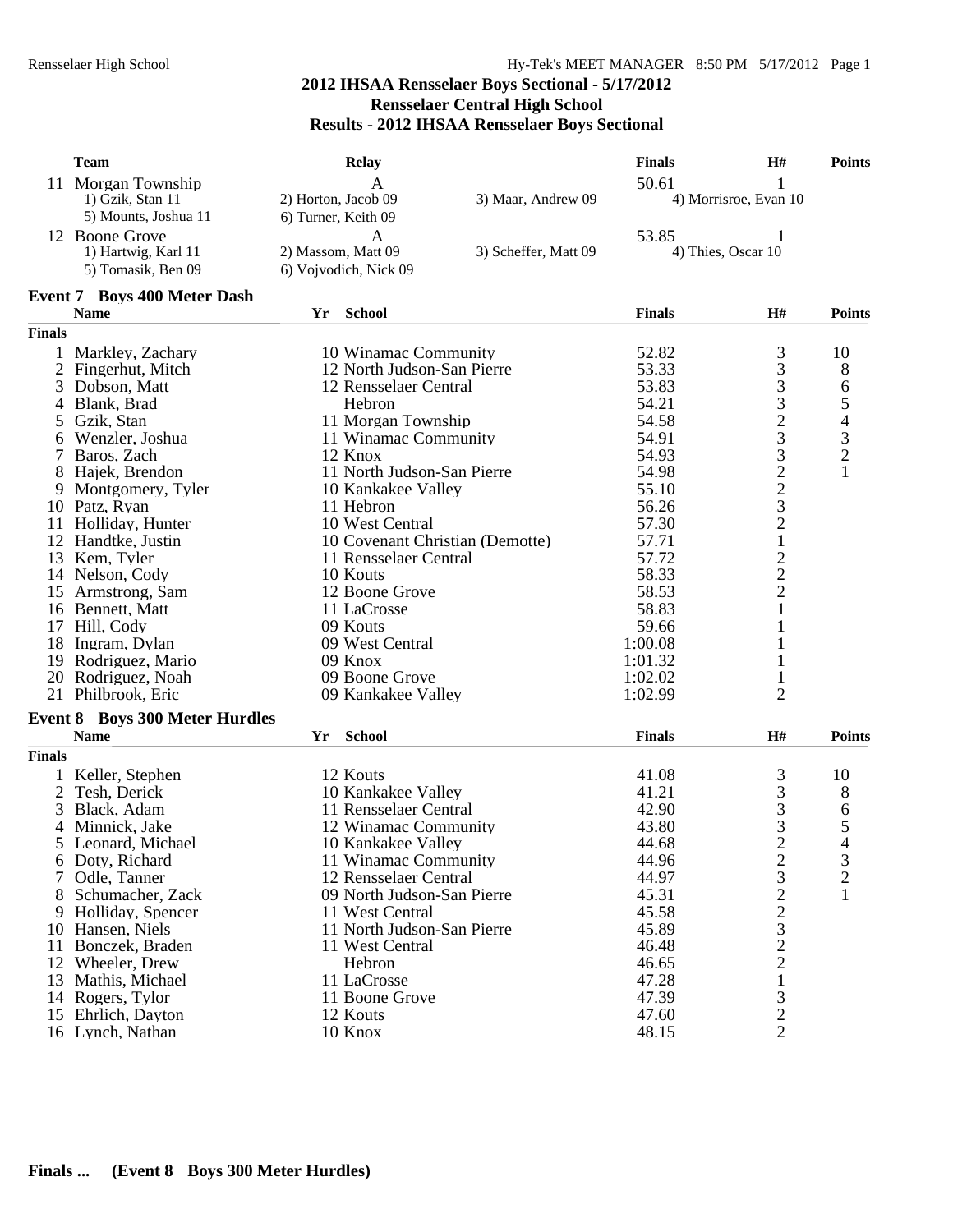# 2012 IHSAA Rensselaer Boys Sectional - 5/17/2012
## Rensselaer Central High School
## Results - 2012 IHSAA Rensselaer Boys Sectional

| | Team | Relay | | Finals | H# | Points |
|---|---|---|---|---|---|---|
| 11 | Morgan Township | A | | 50.61 | 1 | |
| | 1) Gzik, Stan 11 | 2) Horton, Jacob 09 | 3) Maar, Andrew 09 | 4) Morrisroe, Evan 10 | | |
| | 5) Mounts, Joshua 11 | 6) Turner, Keith 09 | | | | |
| 12 | Boone Grove | A | | 53.85 | 1 | |
| | 1) Hartwig, Karl 11 | 2) Massom, Matt 09 | 3) Scheffer, Matt 09 | 4) Thies, Oscar 10 | | |
| | 5) Tomasik, Ben 09 | 6) Vojvodich, Nick 09 | | | | |

### Event 7 Boys 400 Meter Dash

| | Name | Yr | School | Finals | H# | Points |
|---|---|---|---|---|---|---|
| **Finals** | | | | | | |
| 1 | Markley, Zachary | 10 | Winamac Community | 52.82 | 3 | 10 |
| 2 | Fingerhut, Mitch | 12 | North Judson-San Pierre | 53.33 | 3 | 8 |
| 3 | Dobson, Matt | 12 | Rensselaer Central | 53.83 | 3 | 6 |
| 4 | Blank, Brad | | Hebron | 54.21 | 3 | 5 |
| 5 | Gzik, Stan | 11 | Morgan Township | 54.58 | 2 | 4 |
| 6 | Wenzler, Joshua | 11 | Winamac Community | 54.91 | 3 | 3 |
| 7 | Baros, Zach | 12 | Knox | 54.93 | 3 | 2 |
| 8 | Hajek, Brendon | 11 | North Judson-San Pierre | 54.98 | 2 | 1 |
| 9 | Montgomery, Tyler | 10 | Kankakee Valley | 55.10 | 2 | |
| 10 | Patz, Ryan | 11 | Hebron | 56.26 | 3 | |
| 11 | Holliday, Hunter | 10 | West Central | 57.30 | 2 | |
| 12 | Handtke, Justin | 10 | Covenant Christian (Demotte) | 57.71 | 1 | |
| 13 | Kem, Tyler | 11 | Rensselaer Central | 57.72 | 2 | |
| 14 | Nelson, Cody | 10 | Kouts | 58.33 | 2 | |
| 15 | Armstrong, Sam | 12 | Boone Grove | 58.53 | 2 | |
| 16 | Bennett, Matt | 11 | LaCrosse | 58.83 | 1 | |
| 17 | Hill, Cody | 09 | Kouts | 59.66 | 1 | |
| 18 | Ingram, Dylan | 09 | West Central | 1:00.08 | 1 | |
| 19 | Rodriguez, Mario | 09 | Knox | 1:01.32 | 1 | |
| 20 | Rodriguez, Noah | 09 | Boone Grove | 1:02.02 | 1 | |
| 21 | Philbrook, Eric | 09 | Kankakee Valley | 1:02.99 | 2 | |

### Event 8 Boys 300 Meter Hurdles

| | Name | Yr | School | Finals | H# | Points |
|---|---|---|---|---|---|---|
| **Finals** | | | | | | |
| 1 | Keller, Stephen | 12 | Kouts | 41.08 | 3 | 10 |
| 2 | Tesh, Derick | 10 | Kankakee Valley | 41.21 | 3 | 8 |
| 3 | Black, Adam | 11 | Rensselaer Central | 42.90 | 3 | 6 |
| 4 | Minnick, Jake | 12 | Winamac Community | 43.80 | 3 | 5 |
| 5 | Leonard, Michael | 10 | Kankakee Valley | 44.68 | 2 | 4 |
| 6 | Doty, Richard | 11 | Winamac Community | 44.96 | 2 | 3 |
| 7 | Odle, Tanner | 12 | Rensselaer Central | 44.97 | 3 | 2 |
| 8 | Schumacher, Zack | 09 | North Judson-San Pierre | 45.31 | 2 | 1 |
| 9 | Holliday, Spencer | 11 | West Central | 45.58 | 2 | |
| 10 | Hansen, Niels | 11 | North Judson-San Pierre | 45.89 | 3 | |
| 11 | Bonczek, Braden | 11 | West Central | 46.48 | 2 | |
| 12 | Wheeler, Drew | | Hebron | 46.65 | 2 | |
| 13 | Mathis, Michael | 11 | LaCrosse | 47.28 | 1 | |
| 14 | Rogers, Tylor | 11 | Boone Grove | 47.39 | 3 | |
| 15 | Ehrlich, Dayton | 12 | Kouts | 47.60 | 2 | |
| 16 | Lynch, Nathan | 10 | Knox | 48.15 | 2 | |

**Finals ... (Event 8 Boys 300 Meter Hurdles)**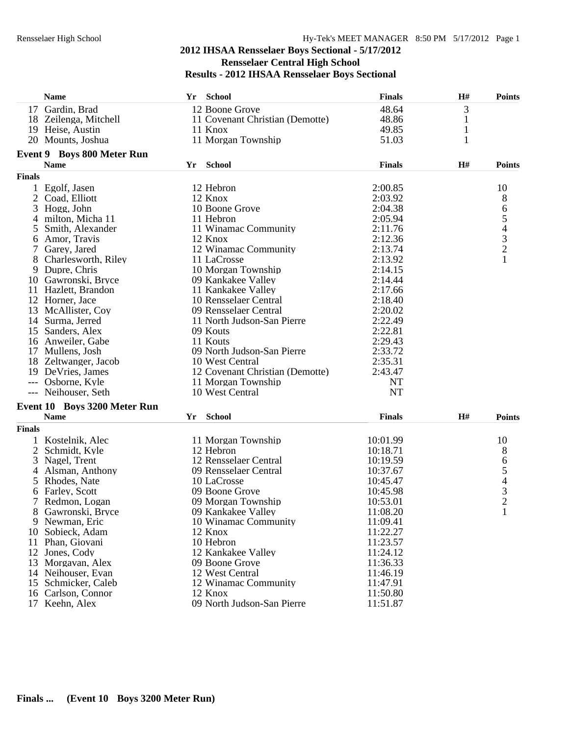## 2012 IHSAA Rensselaer Boys Sectional - 5/17/2012
## Rensselaer Central High School
## Results - 2012 IHSAA Rensselaer Boys Sectional

| | Name | Yr | School | Finals | H# | Points |
|---|---|---|---|---|---|---|
| 17 | Gardin, Brad | 12 | Boone Grove | 48.64 | 3 | |
| 18 | Zeilenga, Mitchell | 11 | Covenant Christian (Demotte) | 48.86 | 1 | |
| 19 | Heise, Austin | 11 | Knox | 49.85 | 1 | |
| 20 | Mounts, Joshua | 11 | Morgan Township | 51.03 | 1 | |

### Event 9 Boys 800 Meter Run

**Finals**

| | Name | Yr | School | Finals | H# | Points |
|---|---|---|---|---|---|---|
| 1 | Egolf, Jasen | 12 | Hebron | 2:00.85 | | 10 |
| 2 | Coad, Elliott | 12 | Knox | 2:03.92 | | 8 |
| 3 | Hogg, John | 10 | Boone Grove | 2:04.38 | | 6 |
| 4 | milton, Micha 11 | 11 | Hebron | 2:05.94 | | 5 |
| 5 | Smith, Alexander | 11 | Winamac Community | 2:11.76 | | 4 |
| 6 | Amor, Travis | 12 | Knox | 2:12.36 | | 3 |
| 7 | Garey, Jared | 12 | Winamac Community | 2:13.74 | | 2 |
| 8 | Charlesworth, Riley | 11 | LaCrosse | 2:13.92 | | 1 |
| 9 | Dupre, Chris | 10 | Morgan Township | 2:14.15 | | |
| 10 | Gawronski, Bryce | 09 | Kankakee Valley | 2:14.44 | | |
| 11 | Hazlett, Brandon | 11 | Kankakee Valley | 2:17.66 | | |
| 12 | Horner, Jace | 10 | Rensselaer Central | 2:18.40 | | |
| 13 | McAllister, Coy | 09 | Rensselaer Central | 2:20.02 | | |
| 14 | Surma, Jerred | 11 | North Judson-San Pierre | 2:22.49 | | |
| 15 | Sanders, Alex | 09 | Kouts | 2:22.81 | | |
| 16 | Anweiler, Gabe | 11 | Kouts | 2:29.43 | | |
| 17 | Mullens, Josh | 09 | North Judson-San Pierre | 2:33.72 | | |
| 18 | Zeltwanger, Jacob | 10 | West Central | 2:35.31 | | |
| 19 | DeVries, James | 12 | Covenant Christian (Demotte) | 2:43.47 | | |
| --- | Osborne, Kyle | 11 | Morgan Township | NT | | |
| --- | Neihouser, Seth | 10 | West Central | NT | | |

### Event 10 Boys 3200 Meter Run

**Finals**

| | Name | Yr | School | Finals | H# | Points |
|---|---|---|---|---|---|---|
| 1 | Kostelnik, Alec | 11 | Morgan Township | 10:01.99 | | 10 |
| 2 | Schmidt, Kyle | 12 | Hebron | 10:18.71 | | 8 |
| 3 | Nagel, Trent | 12 | Rensselaer Central | 10:19.59 | | 6 |
| 4 | Alsman, Anthony | 09 | Rensselaer Central | 10:37.67 | | 5 |
| 5 | Rhodes, Nate | 10 | LaCrosse | 10:45.47 | | 4 |
| 6 | Farley, Scott | 09 | Boone Grove | 10:45.98 | | 3 |
| 7 | Redmon, Logan | 09 | Morgan Township | 10:53.01 | | 2 |
| 8 | Gawronski, Bryce | 09 | Kankakee Valley | 11:08.20 | | 1 |
| 9 | Newman, Eric | 10 | Winamac Community | 11:09.41 | | |
| 10 | Sobieck, Adam | 12 | Knox | 11:22.27 | | |
| 11 | Phan, Giovani | 10 | Hebron | 11:23.57 | | |
| 12 | Jones, Cody | 12 | Kankakee Valley | 11:24.12 | | |
| 13 | Morgavan, Alex | 09 | Boone Grove | 11:36.33 | | |
| 14 | Neihouser, Evan | 12 | West Central | 11:46.19 | | |
| 15 | Schmicker, Caleb | 12 | Winamac Community | 11:47.91 | | |
| 16 | Carlson, Connor | 12 | Knox | 11:50.80 | | |
| 17 | Keehn, Alex | 09 | North Judson-San Pierre | 11:51.87 | | |

**Finals ... (Event 10 Boys 3200 Meter Run)**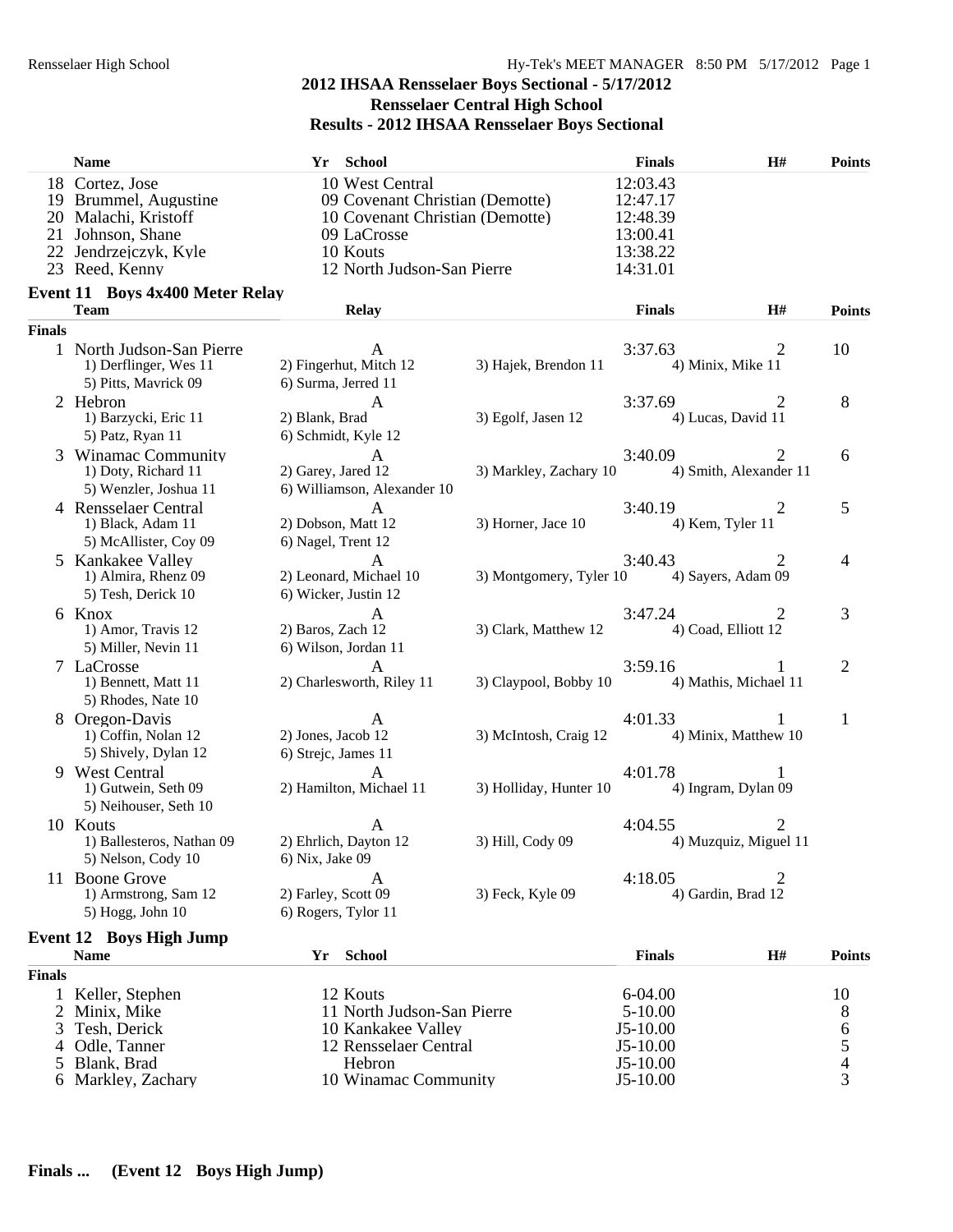## 2012 IHSAA Rensselaer Boys Sectional - 5/17/2012
## Rensselaer Central High School
## Results - 2012 IHSAA Rensselaer Boys Sectional

| | Name | Yr | School | Finals | H# | Points |
|---|---|---|---|---|---|---|
| 18 | Cortez, Jose | 10 | West Central | 12:03.43 | | |
| 19 | Brummel, Augustine | 09 | Covenant Christian (Demotte) | 12:47.17 | | |
| 20 | Malachi, Kristoff | 10 | Covenant Christian (Demotte) | 12:48.39 | | |
| 21 | Johnson, Shane | 09 | LaCrosse | 13:00.41 | | |
| 22 | Jendrzejczyk, Kyle | 10 | Kouts | 13:38.22 | | |
| 23 | Reed, Kenny | 12 | North Judson-San Pierre | 14:31.01 | | |

### Event 11 Boys 4x400 Meter Relay

**Finals**

| | Team | Relay | | Finals | H# | Points |
|---|---|---|---|---|---|---|
| 1 | North Judson-San Pierre | A | | 3:37.63 | 2 | 10 |
| | 1) Derflinger, Wes 11 | 2) Fingerhut, Mitch 12 | 3) Hajek, Brendon 11 | 4) Minix, Mike 11 | | |
| | 5) Pitts, Mavrick 09 | 6) Surma, Jerred 11 | | | | |
| 2 | Hebron | A | | 3:37.69 | 2 | 8 |
| | 1) Barzycki, Eric 11 | 2) Blank, Brad | 3) Egolf, Jasen 12 | 4) Lucas, David 11 | | |
| | 5) Patz, Ryan 11 | 6) Schmidt, Kyle 12 | | | | |
| 3 | Winamac Community | A | | 3:40.09 | 2 | 6 |
| | 1) Doty, Richard 11 | 2) Garey, Jared 12 | 3) Markley, Zachary 10 | 4) Smith, Alexander 11 | | |
| | 5) Wenzler, Joshua 11 | 6) Williamson, Alexander 10 | | | | |
| 4 | Rensselaer Central | A | | 3:40.19 | 2 | 5 |
| | 1) Black, Adam 11 | 2) Dobson, Matt 12 | 3) Horner, Jace 10 | 4) Kem, Tyler 11 | | |
| | 5) McAllister, Coy 09 | 6) Nagel, Trent 12 | | | | |
| 5 | Kankakee Valley | A | | 3:40.43 | 2 | 4 |
| | 1) Almira, Rhenz 09 | 2) Leonard, Michael 10 | 3) Montgomery, Tyler 10 | 4) Sayers, Adam 09 | | |
| | 5) Tesh, Derick 10 | 6) Wicker, Justin 12 | | | | |
| 6 | Knox | A | | 3:47.24 | 2 | 3 |
| | 1) Amor, Travis 12 | 2) Baros, Zach 12 | 3) Clark, Matthew 12 | 4) Coad, Elliott 12 | | |
| | 5) Miller, Nevin 11 | 6) Wilson, Jordan 11 | | | | |
| 7 | LaCrosse | A | | 3:59.16 | 1 | 2 |
| | 1) Bennett, Matt 11 | 2) Charlesworth, Riley 11 | 3) Claypool, Bobby 10 | 4) Mathis, Michael 11 | | |
| | 5) Rhodes, Nate 10 | | | | | |
| 8 | Oregon-Davis | A | | 4:01.33 | 1 | 1 |
| | 1) Coffin, Nolan 12 | 2) Jones, Jacob 12 | 3) McIntosh, Craig 12 | 4) Minix, Matthew 10 | | |
| | 5) Shively, Dylan 12 | 6) Strejc, James 11 | | | | |
| 9 | West Central | A | | 4:01.78 | 1 | |
| | 1) Gutwein, Seth 09 | 2) Hamilton, Michael 11 | 3) Holliday, Hunter 10 | 4) Ingram, Dylan 09 | | |
| | 5) Neihouser, Seth 10 | | | | | |
| 10 | Kouts | A | | 4:04.55 | 2 | |
| | 1) Ballesteros, Nathan 09 | 2) Ehrlich, Dayton 12 | 3) Hill, Cody 09 | 4) Muzquiz, Miguel 11 | | |
| | 5) Nelson, Cody 10 | 6) Nix, Jake 09 | | | | |
| 11 | Boone Grove | A | | 4:18.05 | 2 | |
| | 1) Armstrong, Sam 12 | 2) Farley, Scott 09 | 3) Feck, Kyle 09 | 4) Gardin, Brad 12 | | |
| | 5) Hogg, John 10 | 6) Rogers, Tylor 11 | | | | |

### Event 12 Boys High Jump

**Finals**

| | Name | Yr | School | Finals | H# | Points |
|---|---|---|---|---|---|---|
| 1 | Keller, Stephen | 12 | Kouts | 6-04.00 | | 10 |
| 2 | Minix, Mike | 11 | North Judson-San Pierre | 5-10.00 | | 8 |
| 3 | Tesh, Derick | 10 | Kankakee Valley | J5-10.00 | | 6 |
| 4 | Odle, Tanner | 12 | Rensselaer Central | J5-10.00 | | 5 |
| 5 | Blank, Brad | | Hebron | J5-10.00 | | 4 |
| 6 | Markley, Zachary | 10 | Winamac Community | J5-10.00 | | 3 |

**Finals ... (Event 12 Boys High Jump)**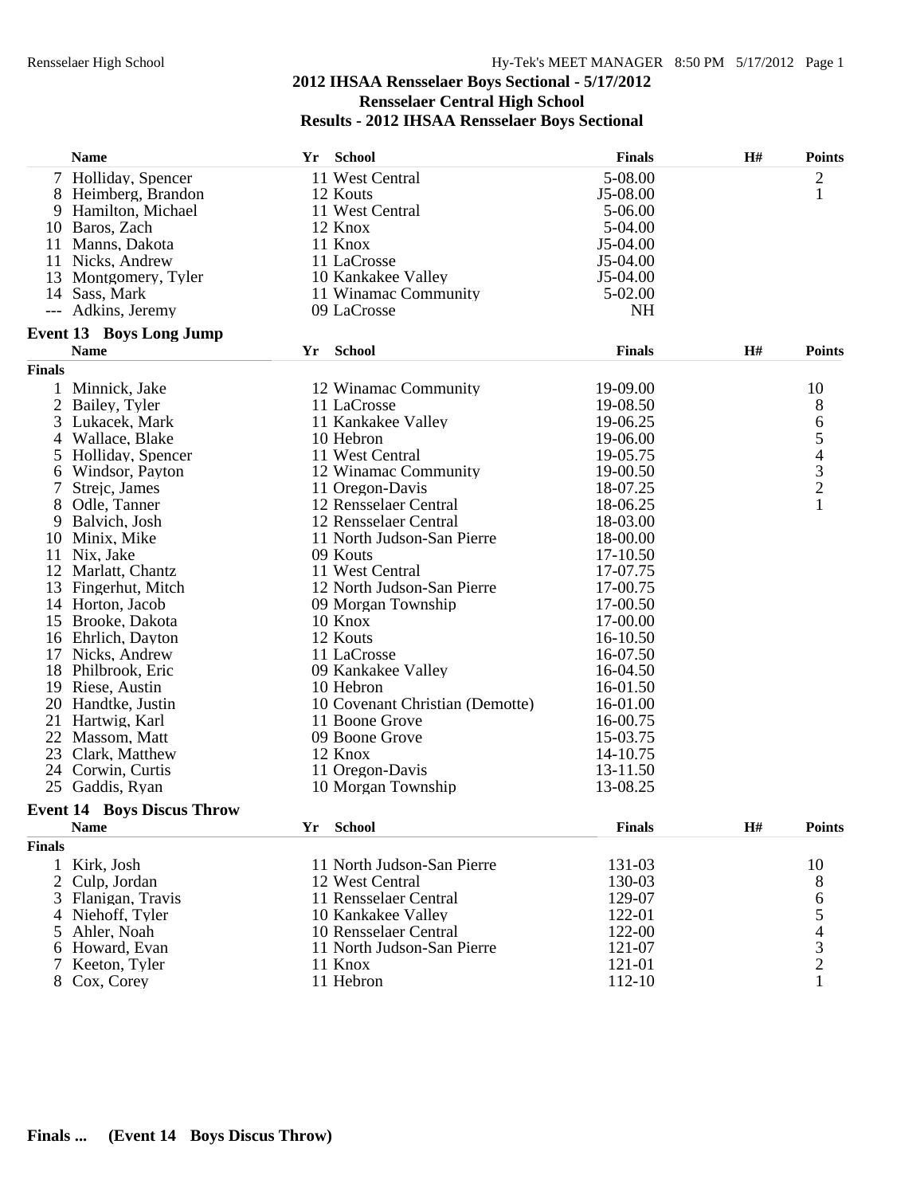## 2012 IHSAA Rensselaer Boys Sectional - 5/17/2012
## Rensselaer Central High School
## Results - 2012 IHSAA Rensselaer Boys Sectional

| | Name | Yr | School | Finals | H# | Points |
|---|---|---|---|---|---|---|
| 7 | Holliday, Spencer | 11 | West Central | 5-08.00 | | 2 |
| 8 | Heimberg, Brandon | 12 | Kouts | J5-08.00 | | 1 |
| 9 | Hamilton, Michael | 11 | West Central | 5-06.00 | | |
| 10 | Baros, Zach | 12 | Knox | 5-04.00 | | |
| 11 | Manns, Dakota | 11 | Knox | J5-04.00 | | |
| 11 | Nicks, Andrew | 11 | LaCrosse | J5-04.00 | | |
| 13 | Montgomery, Tyler | 10 | Kankakee Valley | J5-04.00 | | |
| 14 | Sass, Mark | 11 | Winamac Community | 5-02.00 | | |
| --- | Adkins, Jeremy | 09 | LaCrosse | NH | | |

### Event 13 Boys Long Jump

| | Name | Yr | School | Finals | H# | Points |
|---|---|---|---|---|---|---|
| **Finals** | | | | | | |
| 1 | Minnick, Jake | 12 | Winamac Community | 19-09.00 | | 10 |
| 2 | Bailey, Tyler | 11 | LaCrosse | 19-08.50 | | 8 |
| 3 | Lukacek, Mark | 11 | Kankakee Valley | 19-06.25 | | 6 |
| 4 | Wallace, Blake | 10 | Hebron | 19-06.00 | | 5 |
| 5 | Holliday, Spencer | 11 | West Central | 19-05.75 | | 4 |
| 6 | Windsor, Payton | 12 | Winamac Community | 19-00.50 | | 3 |
| 7 | Strejc, James | 11 | Oregon-Davis | 18-07.25 | | 2 |
| 8 | Odle, Tanner | 12 | Rensselaer Central | 18-06.25 | | 1 |
| 9 | Balvich, Josh | 12 | Rensselaer Central | 18-03.00 | | |
| 10 | Minix, Mike | 11 | North Judson-San Pierre | 18-00.00 | | |
| 11 | Nix, Jake | 09 | Kouts | 17-10.50 | | |
| 12 | Marlatt, Chantz | 11 | West Central | 17-07.75 | | |
| 13 | Fingerhut, Mitch | 12 | North Judson-San Pierre | 17-00.75 | | |
| 14 | Horton, Jacob | 09 | Morgan Township | 17-00.50 | | |
| 15 | Brooke, Dakota | 10 | Knox | 17-00.00 | | |
| 16 | Ehrlich, Dayton | 12 | Kouts | 16-10.50 | | |
| 17 | Nicks, Andrew | 11 | LaCrosse | 16-07.50 | | |
| 18 | Philbrook, Eric | 09 | Kankakee Valley | 16-04.50 | | |
| 19 | Riese, Austin | 10 | Hebron | 16-01.50 | | |
| 20 | Handtke, Justin | 10 | Covenant Christian (Demotte) | 16-01.00 | | |
| 21 | Hartwig, Karl | 11 | Boone Grove | 16-00.75 | | |
| 22 | Massom, Matt | 09 | Boone Grove | 15-03.75 | | |
| 23 | Clark, Matthew | 12 | Knox | 14-10.75 | | |
| 24 | Corwin, Curtis | 11 | Oregon-Davis | 13-11.50 | | |
| 25 | Gaddis, Ryan | 10 | Morgan Township | 13-08.25 | | |

### Event 14 Boys Discus Throw

| | Name | Yr | School | Finals | H# | Points |
|---|---|---|---|---|---|---|
| **Finals** | | | | | | |
| 1 | Kirk, Josh | 11 | North Judson-San Pierre | 131-03 | | 10 |
| 2 | Culp, Jordan | 12 | West Central | 130-03 | | 8 |
| 3 | Flanigan, Travis | 11 | Rensselaer Central | 129-07 | | 6 |
| 4 | Niehoff, Tyler | 10 | Kankakee Valley | 122-01 | | 5 |
| 5 | Ahler, Noah | 10 | Rensselaer Central | 122-00 | | 4 |
| 6 | Howard, Evan | 11 | North Judson-San Pierre | 121-07 | | 3 |
| 7 | Keeton, Tyler | 11 | Knox | 121-01 | | 2 |
| 8 | Cox, Corey | 11 | Hebron | 112-10 | | 1 |

**Finals ... (Event 14 Boys Discus Throw)**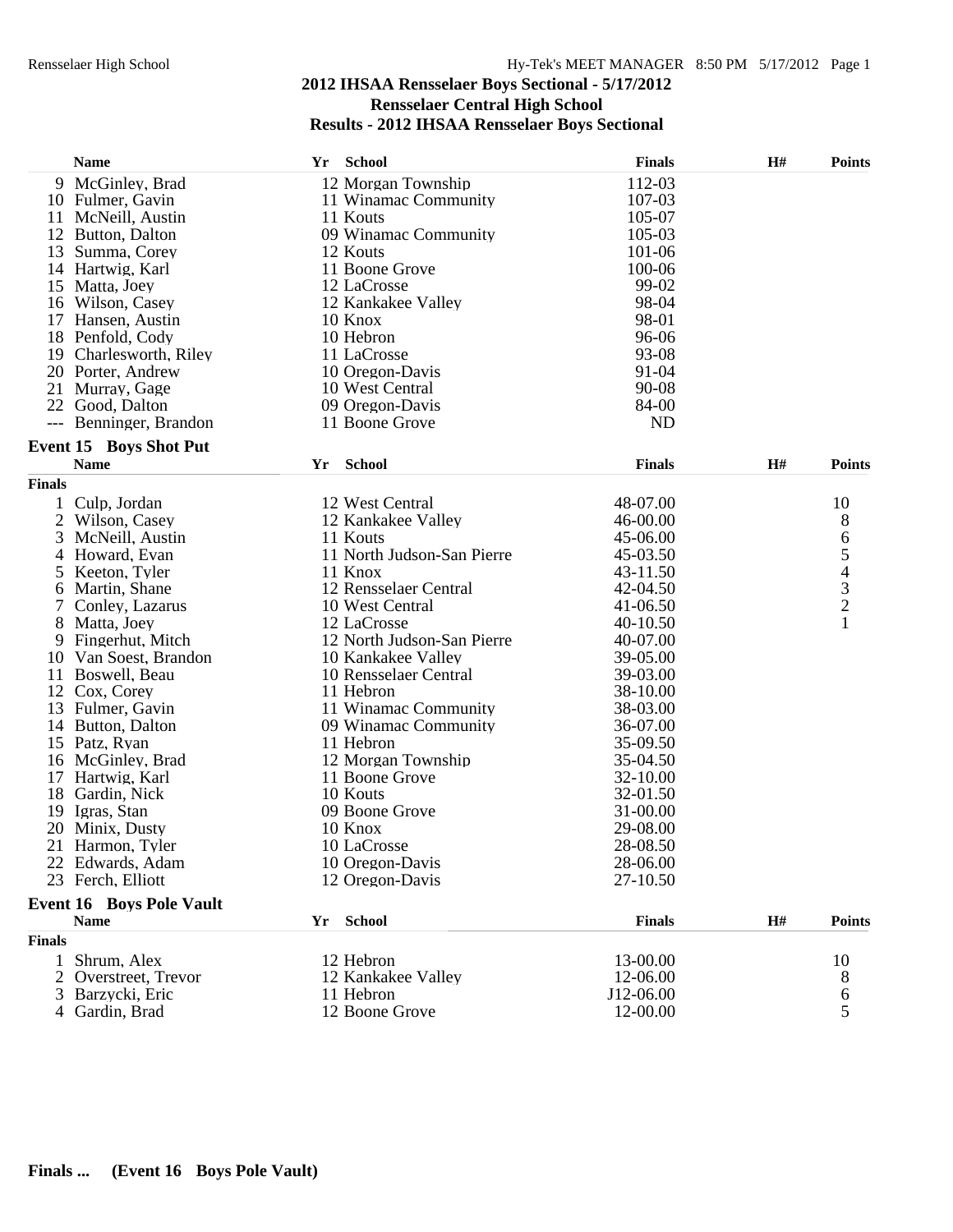## 2012 IHSAA Rensselaer Boys Sectional - 5/17/2012
## Rensselaer Central High School
## Results - 2012 IHSAA Rensselaer Boys Sectional

| | Name | Yr | School | Finals | H# | Points |
|---|---|---|---|---|---|---|
| 9 | McGinley, Brad | 12 | Morgan Township | 112-03 | | |
| 10 | Fulmer, Gavin | 11 | Winamac Community | 107-03 | | |
| 11 | McNeill, Austin | 11 | Kouts | 105-07 | | |
| 12 | Button, Dalton | 09 | Winamac Community | 105-03 | | |
| 13 | Summa, Corey | 12 | Kouts | 101-06 | | |
| 14 | Hartwig, Karl | 11 | Boone Grove | 100-06 | | |
| 15 | Matta, Joey | 12 | LaCrosse | 99-02 | | |
| 16 | Wilson, Casey | 12 | Kankakee Valley | 98-04 | | |
| 17 | Hansen, Austin | 10 | Knox | 98-01 | | |
| 18 | Penfold, Cody | 10 | Hebron | 96-06 | | |
| 19 | Charlesworth, Riley | 11 | LaCrosse | 93-08 | | |
| 20 | Porter, Andrew | 10 | Oregon-Davis | 91-04 | | |
| 21 | Murray, Gage | 10 | West Central | 90-08 | | |
| 22 | Good, Dalton | 09 | Oregon-Davis | 84-00 | | |
| --- | Benninger, Brandon | 11 | Boone Grove | ND | | |

### Event 15 Boys Shot Put

| | Name | Yr | School | Finals | H# | Points |
|---|---|---|---|---|---|---|
| **Finals** | | | | | | |
| 1 | Culp, Jordan | 12 | West Central | 48-07.00 | | 10 |
| 2 | Wilson, Casey | 12 | Kankakee Valley | 46-00.00 | | 8 |
| 3 | McNeill, Austin | 11 | Kouts | 45-06.00 | | 6 |
| 4 | Howard, Evan | 11 | North Judson-San Pierre | 45-03.50 | | 5 |
| 5 | Keeton, Tyler | 11 | Knox | 43-11.50 | | 4 |
| 6 | Martin, Shane | 12 | Rensselaer Central | 42-04.50 | | 3 |
| 7 | Conley, Lazarus | 10 | West Central | 41-06.50 | | 2 |
| 8 | Matta, Joey | 12 | LaCrosse | 40-10.50 | | 1 |
| 9 | Fingerhut, Mitch | 12 | North Judson-San Pierre | 40-07.00 | | |
| 10 | Van Soest, Brandon | 10 | Kankakee Valley | 39-05.00 | | |
| 11 | Boswell, Beau | 10 | Rensselaer Central | 39-03.00 | | |
| 12 | Cox, Corey | 11 | Hebron | 38-10.00 | | |
| 13 | Fulmer, Gavin | 11 | Winamac Community | 38-03.00 | | |
| 14 | Button, Dalton | 09 | Winamac Community | 36-07.00 | | |
| 15 | Patz, Ryan | 11 | Hebron | 35-09.50 | | |
| 16 | McGinley, Brad | 12 | Morgan Township | 35-04.50 | | |
| 17 | Hartwig, Karl | 11 | Boone Grove | 32-10.00 | | |
| 18 | Gardin, Nick | 10 | Kouts | 32-01.50 | | |
| 19 | Igras, Stan | 09 | Boone Grove | 31-00.00 | | |
| 20 | Minix, Dusty | 10 | Knox | 29-08.00 | | |
| 21 | Harmon, Tyler | 10 | LaCrosse | 28-08.50 | | |
| 22 | Edwards, Adam | 10 | Oregon-Davis | 28-06.00 | | |
| 23 | Ferch, Elliott | 12 | Oregon-Davis | 27-10.50 | | |

### Event 16 Boys Pole Vault

| | Name | Yr | School | Finals | H# | Points |
|---|---|---|---|---|---|---|
| **Finals** | | | | | | |
| 1 | Shrum, Alex | 12 | Hebron | 13-00.00 | | 10 |
| 2 | Overstreet, Trevor | 12 | Kankakee Valley | 12-06.00 | | 8 |
| 3 | Barzycki, Eric | 11 | Hebron | J12-06.00 | | 6 |
| 4 | Gardin, Brad | 12 | Boone Grove | 12-00.00 | | 5 |

**Finals ... (Event 16 Boys Pole Vault)**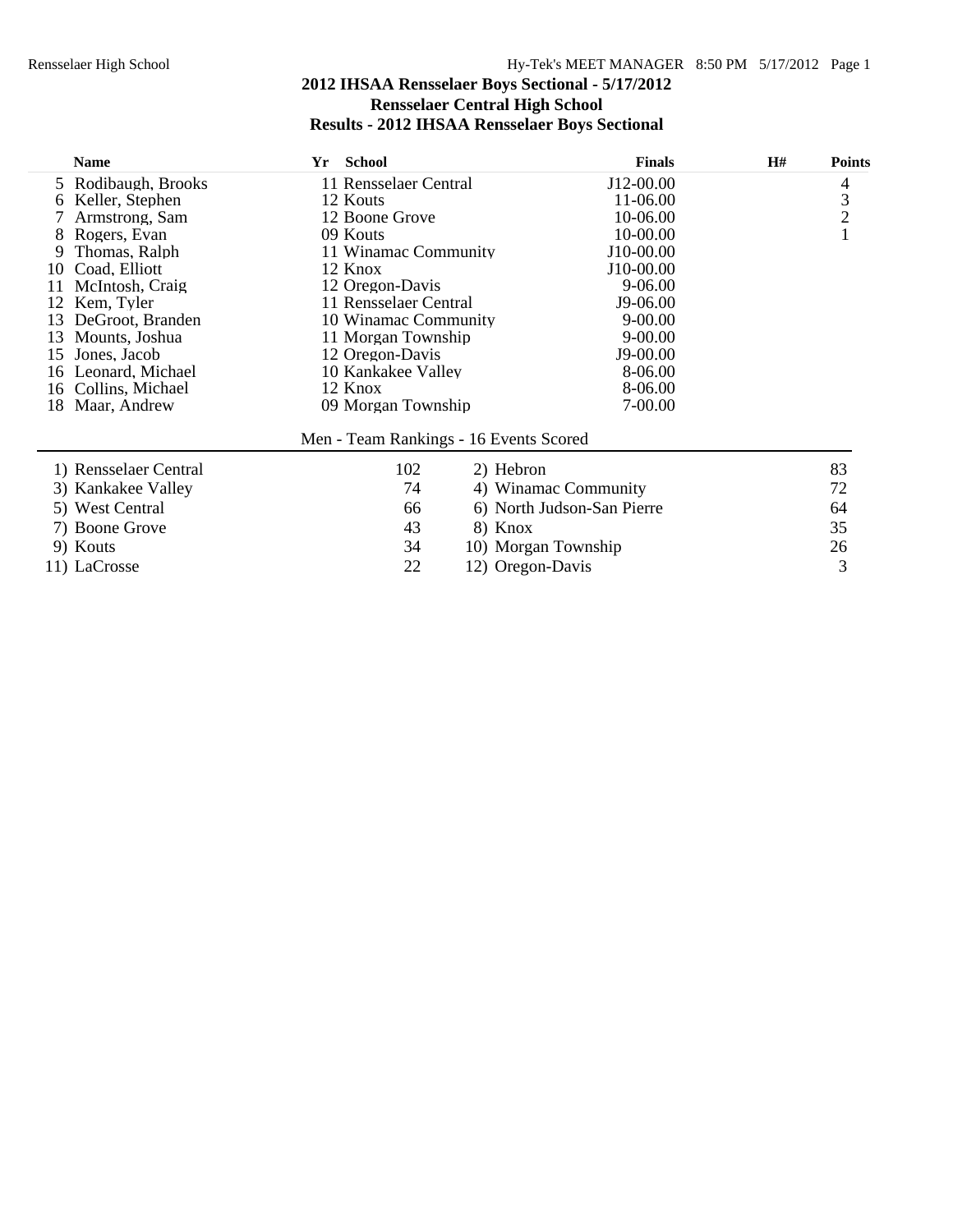## 2012 IHSAA Rensselaer Boys Sectional - 5/17/2012
## Rensselaer Central High School
## Results - 2012 IHSAA Rensselaer Boys Sectional

| | Name | Yr | School | Finals | H# | Points |
|---|---|---|---|---|---|---|
| 5 | Rodibaugh, Brooks | 11 | Rensselaer Central | J12-00.00 | | 4 |
| 6 | Keller, Stephen | 12 | Kouts | 11-06.00 | | 3 |
| 7 | Armstrong, Sam | 12 | Boone Grove | 10-06.00 | | 2 |
| 8 | Rogers, Evan | 09 | Kouts | 10-00.00 | | 1 |
| 9 | Thomas, Ralph | 11 | Winamac Community | J10-00.00 | | |
| 10 | Coad, Elliott | 12 | Knox | J10-00.00 | | |
| 11 | McIntosh, Craig | 12 | Oregon-Davis | 9-06.00 | | |
| 12 | Kem, Tyler | 11 | Rensselaer Central | J9-06.00 | | |
| 13 | DeGroot, Branden | 10 | Winamac Community | 9-00.00 | | |
| 13 | Mounts, Joshua | 11 | Morgan Township | 9-00.00 | | |
| 15 | Jones, Jacob | 12 | Oregon-Davis | J9-00.00 | | |
| 16 | Leonard, Michael | 10 | Kankakee Valley | 8-06.00 | | |
| 16 | Collins, Michael | 12 | Knox | 8-06.00 | | |
| 18 | Maar, Andrew | 09 | Morgan Township | 7-00.00 | | |

### Men - Team Rankings - 16 Events Scored

| | | | |
|---|---|---|---|
| 1) Rensselaer Central | 102 | 2) Hebron | 83 |
| 3) Kankakee Valley | 74 | 4) Winamac Community | 72 |
| 5) West Central | 66 | 6) North Judson-San Pierre | 64 |
| 7) Boone Grove | 43 | 8) Knox | 35 |
| 9) Kouts | 34 | 10) Morgan Township | 26 |
| 11) LaCrosse | 22 | 12) Oregon-Davis | 3 |